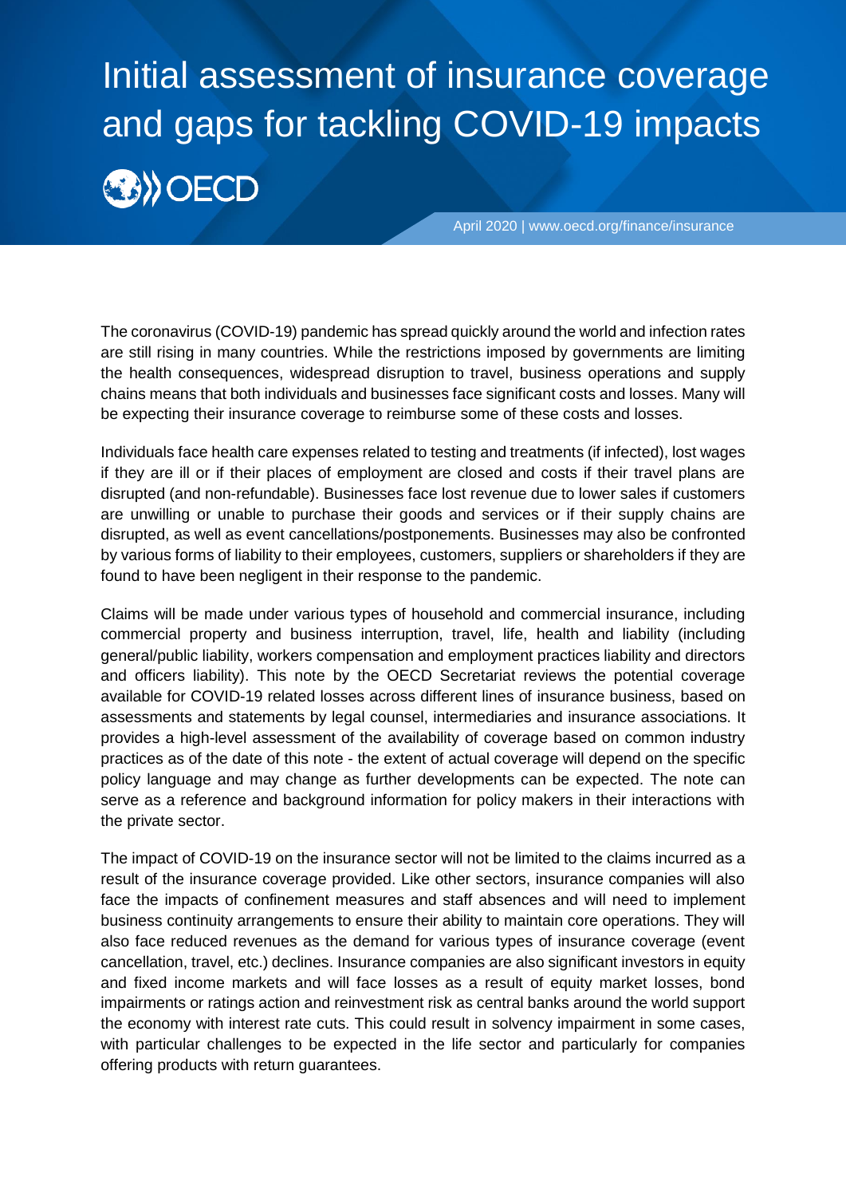# Initial assessment of insurance coverage and gaps for tackling COVID-19 impacts

OECD

April 2020 | www.oecd.org/finance/insurance

The coronavirus (COVID-19) pandemic has spread quickly around the world and infection rates are still rising in many countries. While the restrictions imposed by governments are limiting the health consequences, widespread disruption to travel, business operations and supply chains means that both individuals and businesses face significant costs and losses. Many will be expecting their insurance coverage to reimburse some of these costs and losses.

Individuals face health care expenses related to testing and treatments (if infected), lost wages if they are ill or if their places of employment are closed and costs if their travel plans are disrupted (and non-refundable). Businesses face lost revenue due to lower sales if customers are unwilling or unable to purchase their goods and services or if their supply chains are disrupted, as well as event cancellations/postponements. Businesses may also be confronted by various forms of liability to their employees, customers, suppliers or shareholders if they are found to have been negligent in their response to the pandemic.

Claims will be made under various types of household and commercial insurance, including commercial property and business interruption, travel, life, health and liability (including general/public liability, workers compensation and employment practices liability and directors and officers liability). This note by the OECD Secretariat reviews the potential coverage available for COVID-19 related losses across different lines of insurance business, based on assessments and statements by legal counsel, intermediaries and insurance associations. It provides a high-level assessment of the availability of coverage based on common industry practices as of the date of this note - the extent of actual coverage will depend on the specific policy language and may change as further developments can be expected. The note can serve as a reference and background information for policy makers in their interactions with the private sector.

The impact of COVID-19 on the insurance sector will not be limited to the claims incurred as a result of the insurance coverage provided. Like other sectors, insurance companies will also face the impacts of confinement measures and staff absences and will need to implement business continuity arrangements to ensure their ability to maintain core operations. They will also face reduced revenues as the demand for various types of insurance coverage (event cancellation, travel, etc.) declines. Insurance companies are also significant investors in equity and fixed income markets and will face losses as a result of equity market losses, bond impairments or ratings action and reinvestment risk as central banks around the world support the economy with interest rate cuts. This could result in solvency impairment in some cases, with particular challenges to be expected in the life sector and particularly for companies offering products with return guarantees.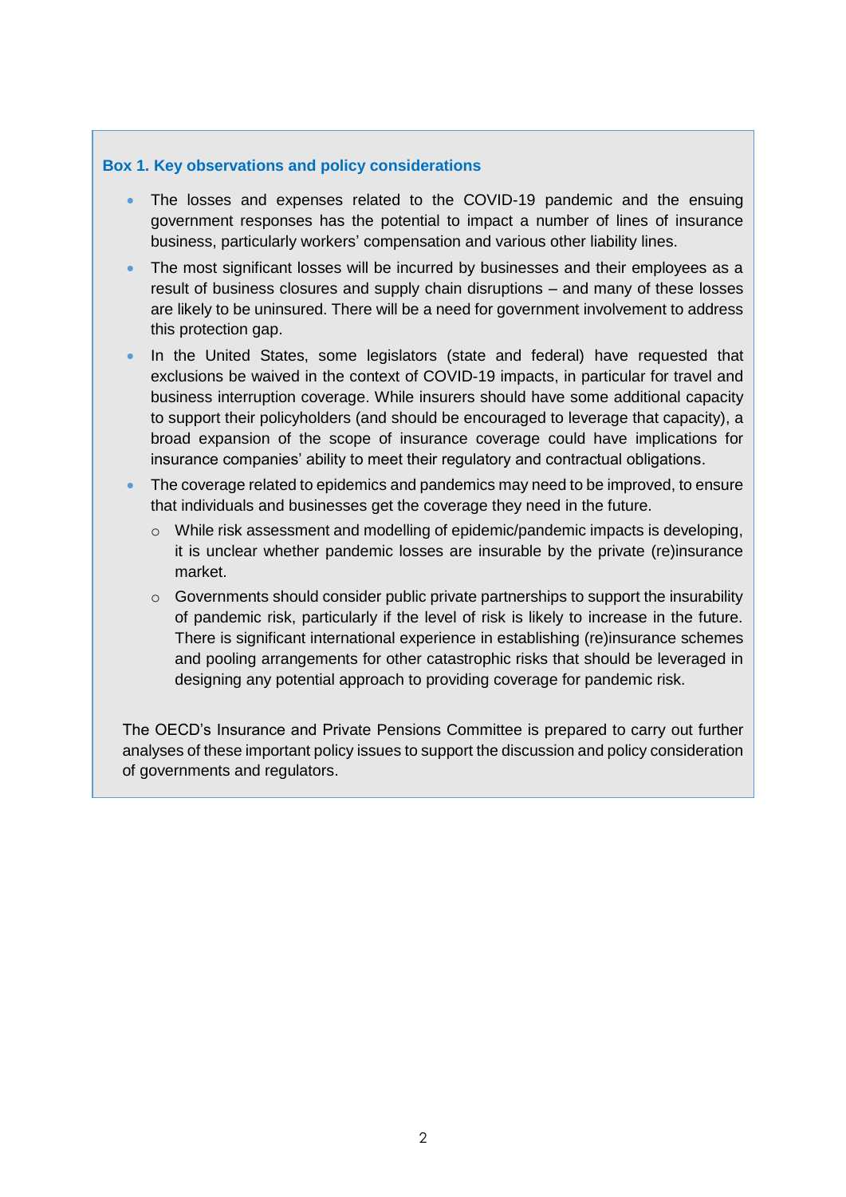**Box 1. Key observations and policy considerations**

- The losses and expenses related to the COVID-19 pandemic and the ensuing government responses has the potential to impact a number of lines of insurance business, particularly workers' compensation and various other liability lines.
- The most significant losses will be incurred by businesses and their employees as a result of business closures and supply chain disruptions – and many of these losses are likely to be uninsured. There will be a need for government involvement to address this protection gap.
- In the United States, some legislators (state and federal) have requested that exclusions be waived in the context of COVID-19 impacts, in particular for travel and business interruption coverage. While insurers should have some additional capacity to support their policyholders (and should be encouraged to leverage that capacity), a broad expansion of the scope of insurance coverage could have implications for insurance companies' ability to meet their regulatory and contractual obligations.
- The coverage related to epidemics and pandemics may need to be improved, to ensure that individuals and businesses get the coverage they need in the future.
  - While risk assessment and modelling of epidemic/pandemic impacts is developing, it is unclear whether pandemic losses are insurable by the private (re)insurance market.
  - Governments should consider public private partnerships to support the insurability of pandemic risk, particularly if the level of risk is likely to increase in the future. There is significant international experience in establishing (re)insurance schemes and pooling arrangements for other catastrophic risks that should be leveraged in designing any potential approach to providing coverage for pandemic risk.

The OECD's Insurance and Private Pensions Committee is prepared to carry out further analyses of these important policy issues to support the discussion and policy consideration of governments and regulators.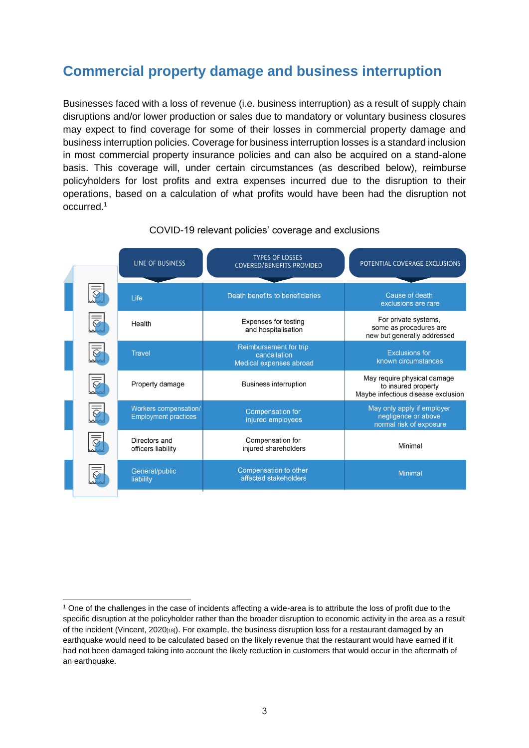## Commercial property damage and business interruption

Businesses faced with a loss of revenue (i.e. business interruption) as a result of supply chain disruptions and/or lower production or sales due to mandatory or voluntary business closures may expect to find coverage for some of their losses in commercial property damage and business interruption policies. Coverage for business interruption losses is a standard inclusion in most commercial property insurance policies and can also be acquired on a stand-alone basis. This coverage will, under certain circumstances (as described below), reimburse policyholders for lost profits and extra expenses incurred due to the disruption to their operations, based on a calculation of what profits would have been had the disruption not occurred.[1]

COVID-19 relevant policies' coverage and exclusions

| LINE OF BUSINESS | TYPES OF LOSSES COVERED/BENEFITS PROVIDED | POTENTIAL COVERAGE EXCLUSIONS |
|---|---|---|
| Life | Death benefits to beneficiaries | Cause of death exclusions are rare |
| Health | Expenses for testing and hospitalisation | For private systems, some as procedures are new but generally addressed |
| Travel | Reimbursement for trip cancellation<br>Medical expenses abroad | Exclusions for known circumstances |
| Property damage | Business interruption | May require physical damage to insured property<br>Maybe infectious disease exclusion |
| Workers compensation/ Employment practices | Compensation for injured employees | May only apply if employer negligence or above normal risk of exposure |
| Directors and officers liability | Compensation for injured shareholders | Minimal |
| General/public liability | Compensation to other affected stakeholders | Minimal |

[1] One of the challenges in the case of incidents affecting a wide-area is to attribute the loss of profit due to the specific disruption at the policyholder rather than the broader disruption to economic activity in the area as a result of the incident (Vincent, 2020[18]). For example, the business disruption loss for a restaurant damaged by an earthquake would need to be calculated based on the likely revenue that the restaurant would have earned if it had not been damaged taking into account the likely reduction in customers that would occur in the aftermath of an earthquake.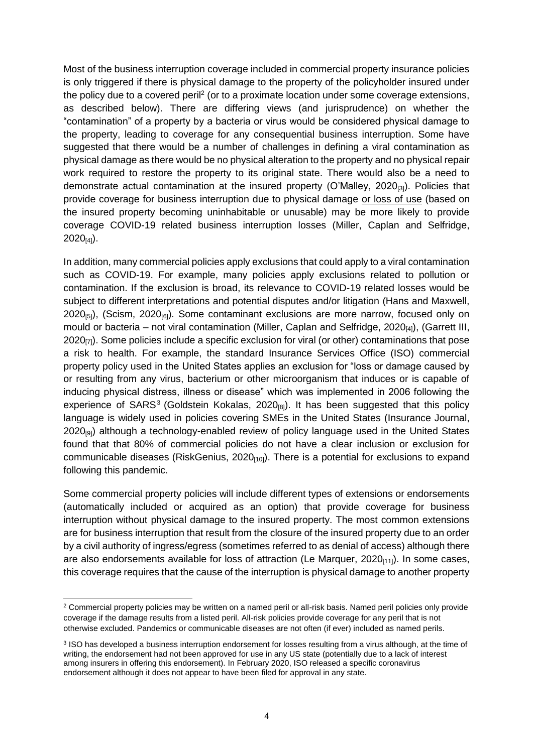Most of the business interruption coverage included in commercial property insurance policies is only triggered if there is physical damage to the property of the policyholder insured under the policy due to a covered peril[2] (or to a proximate location under some coverage extensions, as described below). There are differing views (and jurisprudence) on whether the "contamination" of a property by a bacteria or virus would be considered physical damage to the property, leading to coverage for any consequential business interruption. Some have suggested that there would be a number of challenges in defining a viral contamination as physical damage as there would be no physical alteration to the property and no physical repair work required to restore the property to its original state. There would also be a need to demonstrate actual contamination at the insured property (O'Malley, 2020[3]). Policies that provide coverage for business interruption due to physical damage or loss of use (based on the insured property becoming uninhabitable or unusable) may be more likely to provide coverage COVID-19 related business interruption losses (Miller, Caplan and Selfridge, 2020[4]).

In addition, many commercial policies apply exclusions that could apply to a viral contamination such as COVID-19. For example, many policies apply exclusions related to pollution or contamination. If the exclusion is broad, its relevance to COVID-19 related losses would be subject to different interpretations and potential disputes and/or litigation (Hans and Maxwell, 2020[5]), (Scism, 2020[6]). Some contaminant exclusions are more narrow, focused only on mould or bacteria – not viral contamination (Miller, Caplan and Selfridge, 2020[4]), (Garrett III, 2020[7]). Some policies include a specific exclusion for viral (or other) contaminations that pose a risk to health. For example, the standard Insurance Services Office (ISO) commercial property policy used in the United States applies an exclusion for "loss or damage caused by or resulting from any virus, bacterium or other microorganism that induces or is capable of inducing physical distress, illness or disease" which was implemented in 2006 following the experience of SARS[3] (Goldstein Kokalas, 2020[8]). It has been suggested that this policy language is widely used in policies covering SMEs in the United States (Insurance Journal, 2020[9]) although a technology-enabled review of policy language used in the United States found that that 80% of commercial policies do not have a clear inclusion or exclusion for communicable diseases (RiskGenius, 2020[10]). There is a potential for exclusions to expand following this pandemic.

Some commercial property policies will include different types of extensions or endorsements (automatically included or acquired as an option) that provide coverage for business interruption without physical damage to the insured property. The most common extensions are for business interruption that result from the closure of the insured property due to an order by a civil authority of ingress/egress (sometimes referred to as denial of access) although there are also endorsements available for loss of attraction (Le Marquer, 2020[11]). In some cases, this coverage requires that the cause of the interruption is physical damage to another property

[2] Commercial property policies may be written on a named peril or all-risk basis. Named peril policies only provide coverage if the damage results from a listed peril. All-risk policies provide coverage for any peril that is not otherwise excluded. Pandemics or communicable diseases are not often (if ever) included as named perils.

[3] ISO has developed a business interruption endorsement for losses resulting from a virus although, at the time of writing, the endorsement had not been approved for use in any US state (potentially due to a lack of interest among insurers in offering this endorsement). In February 2020, ISO released a specific coronavirus endorsement although it does not appear to have been filed for approval in any state.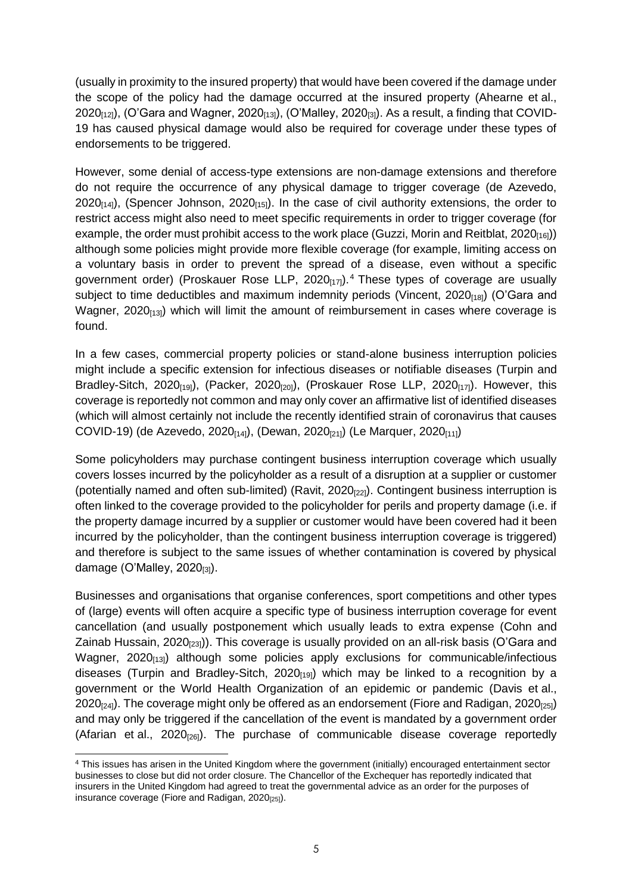(usually in proximity to the insured property) that would have been covered if the damage under the scope of the policy had the damage occurred at the insured property (Ahearne et al., 2020[12]), (O'Gara and Wagner, 2020[13]), (O'Malley, 2020[3]). As a result, a finding that COVID-19 has caused physical damage would also be required for coverage under these types of endorsements to be triggered.

However, some denial of access-type extensions are non-damage extensions and therefore do not require the occurrence of any physical damage to trigger coverage (de Azevedo, 2020[14]), (Spencer Johnson, 2020[15]). In the case of civil authority extensions, the order to restrict access might also need to meet specific requirements in order to trigger coverage (for example, the order must prohibit access to the work place (Guzzi, Morin and Reitblat, 2020[16])) although some policies might provide more flexible coverage (for example, limiting access on a voluntary basis in order to prevent the spread of a disease, even without a specific government order) (Proskauer Rose LLP, 2020[17]).[4] These types of coverage are usually subject to time deductibles and maximum indemnity periods (Vincent, 2020[18]) (O'Gara and Wagner, 2020[13]) which will limit the amount of reimbursement in cases where coverage is found.

In a few cases, commercial property policies or stand-alone business interruption policies might include a specific extension for infectious diseases or notifiable diseases (Turpin and Bradley-Sitch, 2020[19]), (Packer, 2020[20]), (Proskauer Rose LLP, 2020[17]). However, this coverage is reportedly not common and may only cover an affirmative list of identified diseases (which will almost certainly not include the recently identified strain of coronavirus that causes COVID-19) (de Azevedo, 2020[14]), (Dewan, 2020[21]) (Le Marquer, 2020[11])

Some policyholders may purchase contingent business interruption coverage which usually covers losses incurred by the policyholder as a result of a disruption at a supplier or customer (potentially named and often sub-limited) (Ravit, 2020[22]). Contingent business interruption is often linked to the coverage provided to the policyholder for perils and property damage (i.e. if the property damage incurred by a supplier or customer would have been covered had it been incurred by the policyholder, than the contingent business interruption coverage is triggered) and therefore is subject to the same issues of whether contamination is covered by physical damage (O'Malley, 2020[3]).

Businesses and organisations that organise conferences, sport competitions and other types of (large) events will often acquire a specific type of business interruption coverage for event cancellation (and usually postponement which usually leads to extra expense (Cohn and Zainab Hussain, 2020[23])). This coverage is usually provided on an all-risk basis (O'Gara and Wagner, 2020[13]) although some policies apply exclusions for communicable/infectious diseases (Turpin and Bradley-Sitch, 2020[19]) which may be linked to a recognition by a government or the World Health Organization of an epidemic or pandemic (Davis et al., 2020[24]). The coverage might only be offered as an endorsement (Fiore and Radigan, 2020[25]) and may only be triggered if the cancellation of the event is mandated by a government order (Afarian et al., 2020[26]). The purchase of communicable disease coverage reportedly

---

[4] This issues has arisen in the United Kingdom where the government (initially) encouraged entertainment sector businesses to close but did not order closure. The Chancellor of the Exchequer has reportedly indicated that insurers in the United Kingdom had agreed to treat the governmental advice as an order for the purposes of insurance coverage (Fiore and Radigan, 2020[25]).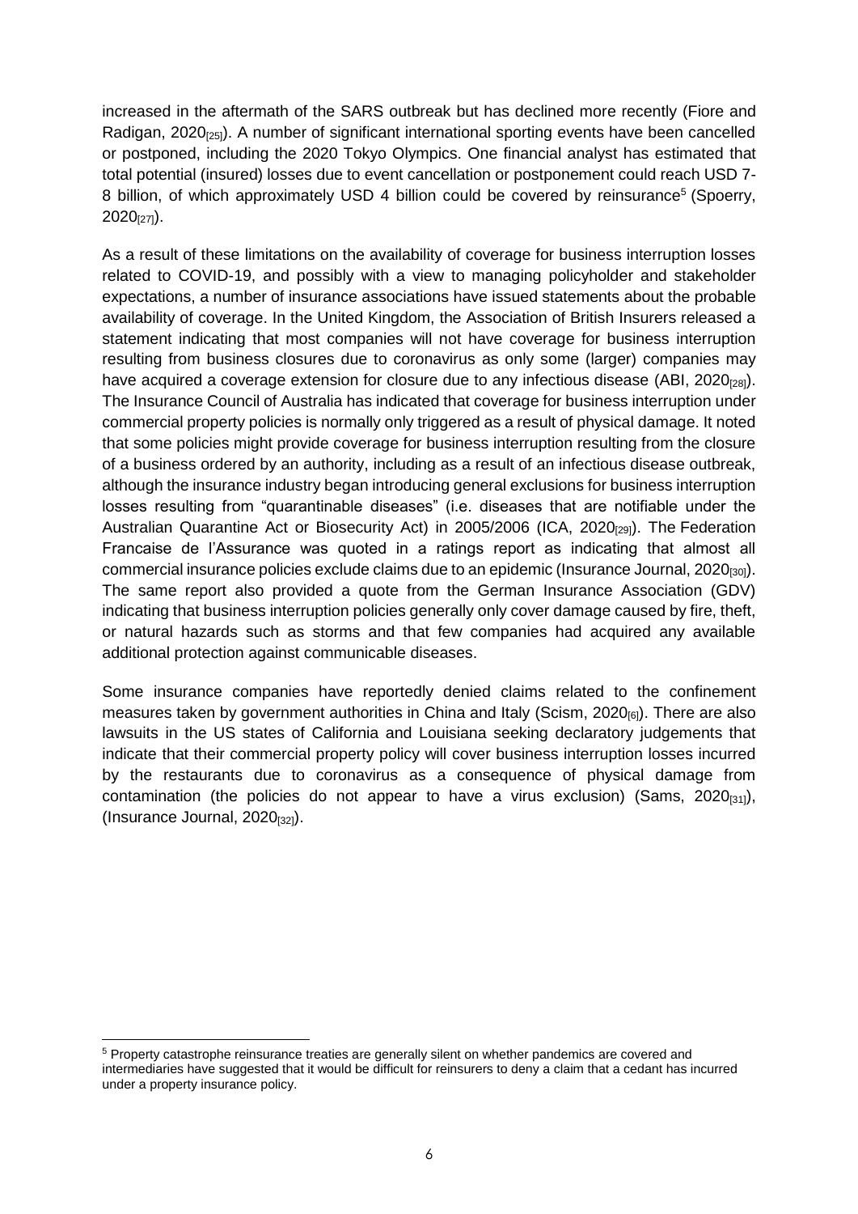increased in the aftermath of the SARS outbreak but has declined more recently (Fiore and Radigan, 2020[25]). A number of significant international sporting events have been cancelled or postponed, including the 2020 Tokyo Olympics. One financial analyst has estimated that total potential (insured) losses due to event cancellation or postponement could reach USD 7-8 billion, of which approximately USD 4 billion could be covered by reinsurance[5] (Spoerry, 2020[27]).

As a result of these limitations on the availability of coverage for business interruption losses related to COVID-19, and possibly with a view to managing policyholder and stakeholder expectations, a number of insurance associations have issued statements about the probable availability of coverage. In the United Kingdom, the Association of British Insurers released a statement indicating that most companies will not have coverage for business interruption resulting from business closures due to coronavirus as only some (larger) companies may have acquired a coverage extension for closure due to any infectious disease (ABI, 2020[28]). The Insurance Council of Australia has indicated that coverage for business interruption under commercial property policies is normally only triggered as a result of physical damage. It noted that some policies might provide coverage for business interruption resulting from the closure of a business ordered by an authority, including as a result of an infectious disease outbreak, although the insurance industry began introducing general exclusions for business interruption losses resulting from "quarantinable diseases" (i.e. diseases that are notifiable under the Australian Quarantine Act or Biosecurity Act) in 2005/2006 (ICA, 2020[29]). The Federation Francaise de l'Assurance was quoted in a ratings report as indicating that almost all commercial insurance policies exclude claims due to an epidemic (Insurance Journal, 2020[30]). The same report also provided a quote from the German Insurance Association (GDV) indicating that business interruption policies generally only cover damage caused by fire, theft, or natural hazards such as storms and that few companies had acquired any available additional protection against communicable diseases.

Some insurance companies have reportedly denied claims related to the confinement measures taken by government authorities in China and Italy (Scism, 2020[6]). There are also lawsuits in the US states of California and Louisiana seeking declaratory judgements that indicate that their commercial property policy will cover business interruption losses incurred by the restaurants due to coronavirus as a consequence of physical damage from contamination (the policies do not appear to have a virus exclusion) (Sams, 2020[31]), (Insurance Journal, 2020[32]).

---

[5] Property catastrophe reinsurance treaties are generally silent on whether pandemics are covered and intermediaries have suggested that it would be difficult for reinsurers to deny a claim that a cedant has incurred under a property insurance policy.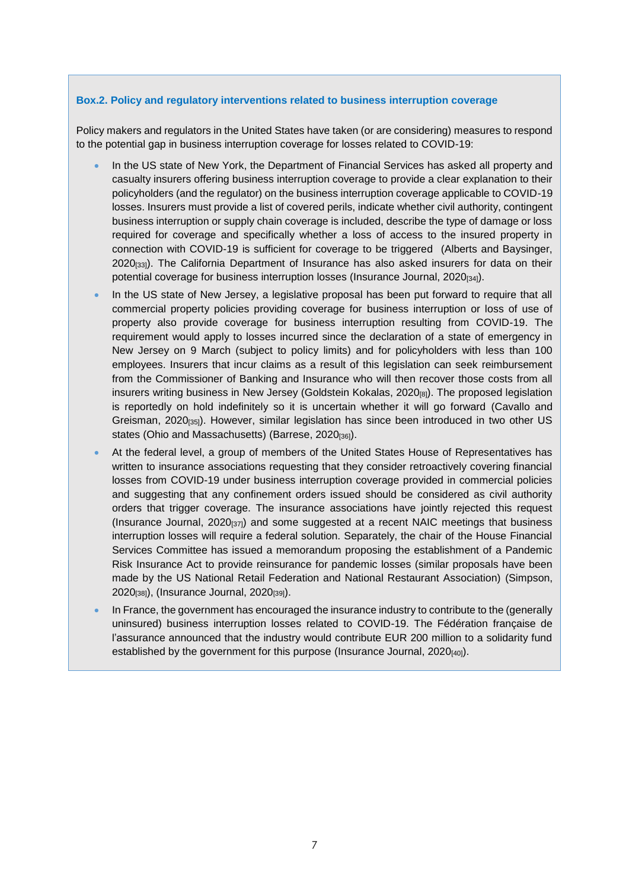**Box.2. Policy and regulatory interventions related to business interruption coverage**

Policy makers and regulators in the United States have taken (or are considering) measures to respond to the potential gap in business interruption coverage for losses related to COVID-19:

- In the US state of New York, the Department of Financial Services has asked all property and casualty insurers offering business interruption coverage to provide a clear explanation to their policyholders (and the regulator) on the business interruption coverage applicable to COVID-19 losses. Insurers must provide a list of covered perils, indicate whether civil authority, contingent business interruption or supply chain coverage is included, describe the type of damage or loss required for coverage and specifically whether a loss of access to the insured property in connection with COVID-19 is sufficient for coverage to be triggered (Alberts and Baysinger, 2020[33]). The California Department of Insurance has also asked insurers for data on their potential coverage for business interruption losses (Insurance Journal, 2020[34]).
- In the US state of New Jersey, a legislative proposal has been put forward to require that all commercial property policies providing coverage for business interruption or loss of use of property also provide coverage for business interruption resulting from COVID-19. The requirement would apply to losses incurred since the declaration of a state of emergency in New Jersey on 9 March (subject to policy limits) and for policyholders with less than 100 employees. Insurers that incur claims as a result of this legislation can seek reimbursement from the Commissioner of Banking and Insurance who will then recover those costs from all insurers writing business in New Jersey (Goldstein Kokalas, 2020[8]). The proposed legislation is reportedly on hold indefinitely so it is uncertain whether it will go forward (Cavallo and Greisman, 2020[35]). However, similar legislation has since been introduced in two other US states (Ohio and Massachusetts) (Barrese, 2020[36]).
- At the federal level, a group of members of the United States House of Representatives has written to insurance associations requesting that they consider retroactively covering financial losses from COVID-19 under business interruption coverage provided in commercial policies and suggesting that any confinement orders issued should be considered as civil authority orders that trigger coverage. The insurance associations have jointly rejected this request (Insurance Journal, 2020[37]) and some suggested at a recent NAIC meetings that business interruption losses will require a federal solution. Separately, the chair of the House Financial Services Committee has issued a memorandum proposing the establishment of a Pandemic Risk Insurance Act to provide reinsurance for pandemic losses (similar proposals have been made by the US National Retail Federation and National Restaurant Association) (Simpson, 2020[38]), (Insurance Journal, 2020[39]).
- In France, the government has encouraged the insurance industry to contribute to the (generally uninsured) business interruption losses related to COVID-19. The Fédération française de l'assurance announced that the industry would contribute EUR 200 million to a solidarity fund established by the government for this purpose (Insurance Journal, 2020[40]).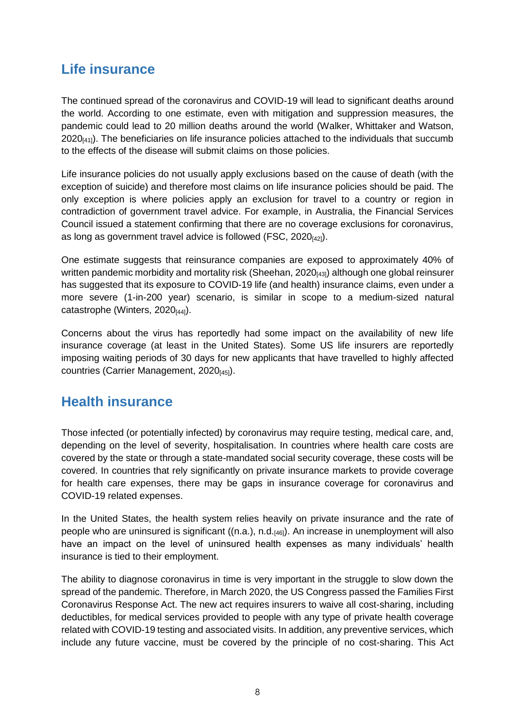## Life insurance

The continued spread of the coronavirus and COVID-19 will lead to significant deaths around the world. According to one estimate, even with mitigation and suppression measures, the pandemic could lead to 20 million deaths around the world (Walker, Whittaker and Watson, 2020[41]). The beneficiaries on life insurance policies attached to the individuals that succumb to the effects of the disease will submit claims on those policies.

Life insurance policies do not usually apply exclusions based on the cause of death (with the exception of suicide) and therefore most claims on life insurance policies should be paid. The only exception is where policies apply an exclusion for travel to a country or region in contradiction of government travel advice. For example, in Australia, the Financial Services Council issued a statement confirming that there are no coverage exclusions for coronavirus, as long as government travel advice is followed (FSC, 2020[42]).

One estimate suggests that reinsurance companies are exposed to approximately 40% of written pandemic morbidity and mortality risk (Sheehan, 2020[43]) although one global reinsurer has suggested that its exposure to COVID-19 life (and health) insurance claims, even under a more severe (1-in-200 year) scenario, is similar in scope to a medium-sized natural catastrophe (Winters, 2020[44]).

Concerns about the virus has reportedly had some impact on the availability of new life insurance coverage (at least in the United States). Some US life insurers are reportedly imposing waiting periods of 30 days for new applicants that have travelled to highly affected countries (Carrier Management, 2020[45]).

## Health insurance

Those infected (or potentially infected) by coronavirus may require testing, medical care, and, depending on the level of severity, hospitalisation. In countries where health care costs are covered by the state or through a state-mandated social security coverage, these costs will be covered. In countries that rely significantly on private insurance markets to provide coverage for health care expenses, there may be gaps in insurance coverage for coronavirus and COVID-19 related expenses.

In the United States, the health system relies heavily on private insurance and the rate of people who are uninsured is significant ((n.a.), n.d.[46]). An increase in unemployment will also have an impact on the level of uninsured health expenses as many individuals' health insurance is tied to their employment.

The ability to diagnose coronavirus in time is very important in the struggle to slow down the spread of the pandemic. Therefore, in March 2020, the US Congress passed the Families First Coronavirus Response Act. The new act requires insurers to waive all cost-sharing, including deductibles, for medical services provided to people with any type of private health coverage related with COVID-19 testing and associated visits. In addition, any preventive services, which include any future vaccine, must be covered by the principle of no cost-sharing. This Act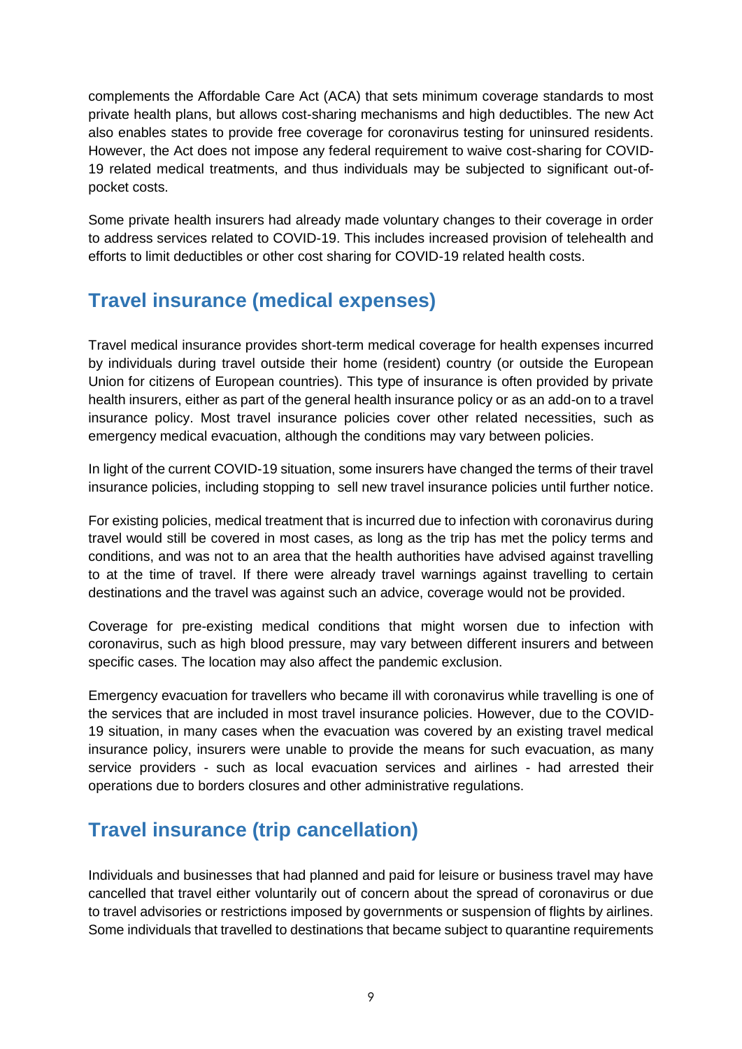complements the Affordable Care Act (ACA) that sets minimum coverage standards to most private health plans, but allows cost-sharing mechanisms and high deductibles. The new Act also enables states to provide free coverage for coronavirus testing for uninsured residents. However, the Act does not impose any federal requirement to waive cost-sharing for COVID-19 related medical treatments, and thus individuals may be subjected to significant out-of-pocket costs.

Some private health insurers had already made voluntary changes to their coverage in order to address services related to COVID-19. This includes increased provision of telehealth and efforts to limit deductibles or other cost sharing for COVID-19 related health costs.

## Travel insurance (medical expenses)

Travel medical insurance provides short-term medical coverage for health expenses incurred by individuals during travel outside their home (resident) country (or outside the European Union for citizens of European countries). This type of insurance is often provided by private health insurers, either as part of the general health insurance policy or as an add-on to a travel insurance policy. Most travel insurance policies cover other related necessities, such as emergency medical evacuation, although the conditions may vary between policies.

In light of the current COVID-19 situation, some insurers have changed the terms of their travel insurance policies, including stopping to sell new travel insurance policies until further notice.

For existing policies, medical treatment that is incurred due to infection with coronavirus during travel would still be covered in most cases, as long as the trip has met the policy terms and conditions, and was not to an area that the health authorities have advised against travelling to at the time of travel. If there were already travel warnings against travelling to certain destinations and the travel was against such an advice, coverage would not be provided.

Coverage for pre-existing medical conditions that might worsen due to infection with coronavirus, such as high blood pressure, may vary between different insurers and between specific cases. The location may also affect the pandemic exclusion.

Emergency evacuation for travellers who became ill with coronavirus while travelling is one of the services that are included in most travel insurance policies. However, due to the COVID-19 situation, in many cases when the evacuation was covered by an existing travel medical insurance policy, insurers were unable to provide the means for such evacuation, as many service providers - such as local evacuation services and airlines - had arrested their operations due to borders closures and other administrative regulations.

## Travel insurance (trip cancellation)

Individuals and businesses that had planned and paid for leisure or business travel may have cancelled that travel either voluntarily out of concern about the spread of coronavirus or due to travel advisories or restrictions imposed by governments or suspension of flights by airlines. Some individuals that travelled to destinations that became subject to quarantine requirements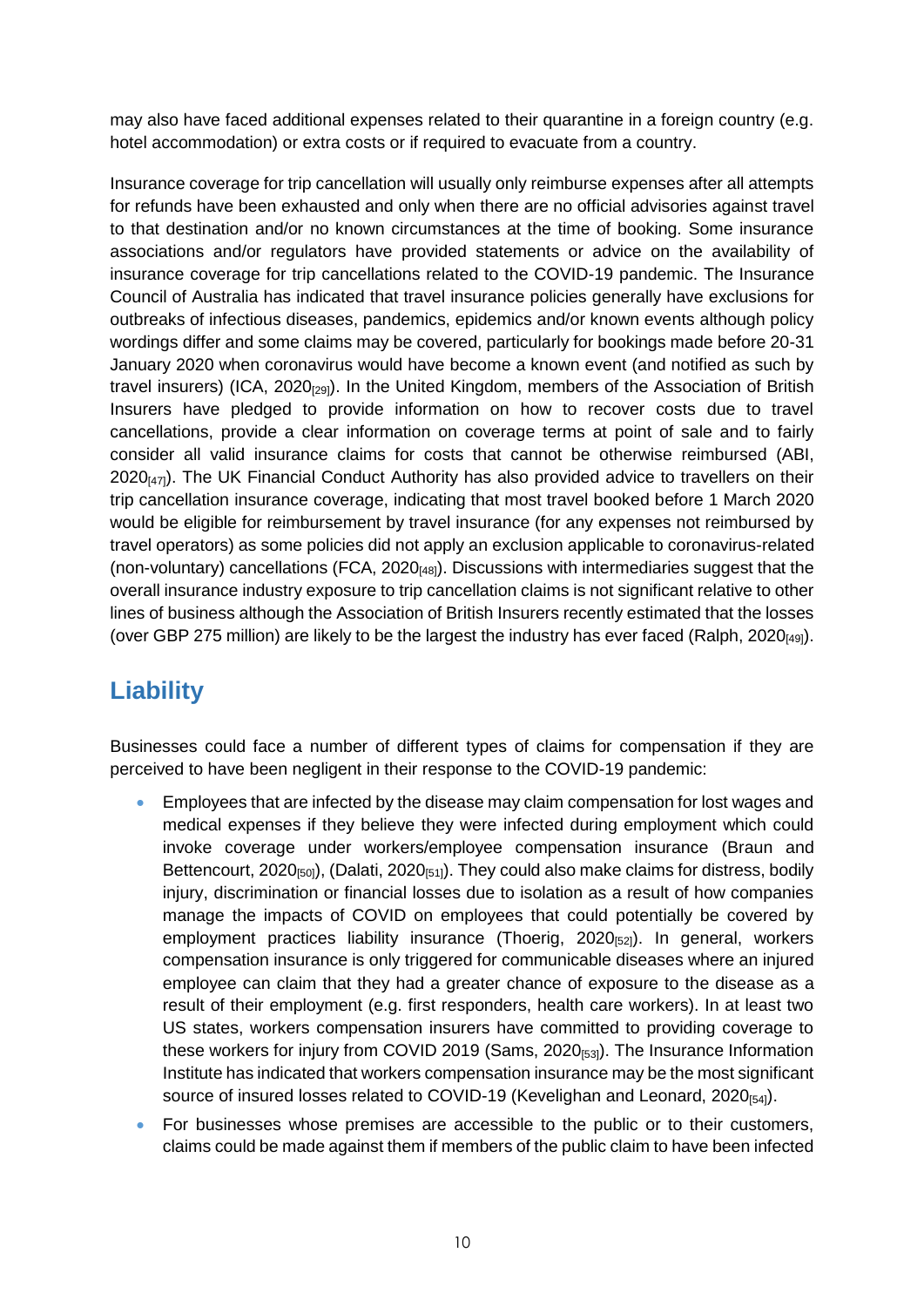may also have faced additional expenses related to their quarantine in a foreign country (e.g. hotel accommodation) or extra costs or if required to evacuate from a country.

Insurance coverage for trip cancellation will usually only reimburse expenses after all attempts for refunds have been exhausted and only when there are no official advisories against travel to that destination and/or no known circumstances at the time of booking. Some insurance associations and/or regulators have provided statements or advice on the availability of insurance coverage for trip cancellations related to the COVID-19 pandemic. The Insurance Council of Australia has indicated that travel insurance policies generally have exclusions for outbreaks of infectious diseases, pandemics, epidemics and/or known events although policy wordings differ and some claims may be covered, particularly for bookings made before 20-31 January 2020 when coronavirus would have become a known event (and notified as such by travel insurers) (ICA, 2020[29]). In the United Kingdom, members of the Association of British Insurers have pledged to provide information on how to recover costs due to travel cancellations, provide a clear information on coverage terms at point of sale and to fairly consider all valid insurance claims for costs that cannot be otherwise reimbursed (ABI, 2020[47]). The UK Financial Conduct Authority has also provided advice to travellers on their trip cancellation insurance coverage, indicating that most travel booked before 1 March 2020 would be eligible for reimbursement by travel insurance (for any expenses not reimbursed by travel operators) as some policies did not apply an exclusion applicable to coronavirus-related (non-voluntary) cancellations (FCA, 2020[48]). Discussions with intermediaries suggest that the overall insurance industry exposure to trip cancellation claims is not significant relative to other lines of business although the Association of British Insurers recently estimated that the losses (over GBP 275 million) are likely to be the largest the industry has ever faced (Ralph, 2020[49]).

## Liability

Businesses could face a number of different types of claims for compensation if they are perceived to have been negligent in their response to the COVID-19 pandemic:

- Employees that are infected by the disease may claim compensation for lost wages and medical expenses if they believe they were infected during employment which could invoke coverage under workers/employee compensation insurance (Braun and Bettencourt, 2020[50]), (Dalati, 2020[51]). They could also make claims for distress, bodily injury, discrimination or financial losses due to isolation as a result of how companies manage the impacts of COVID on employees that could potentially be covered by employment practices liability insurance (Thoerig, 2020[52]). In general, workers compensation insurance is only triggered for communicable diseases where an injured employee can claim that they had a greater chance of exposure to the disease as a result of their employment (e.g. first responders, health care workers). In at least two US states, workers compensation insurers have committed to providing coverage to these workers for injury from COVID 2019 (Sams, 2020[53]). The Insurance Information Institute has indicated that workers compensation insurance may be the most significant source of insured losses related to COVID-19 (Kevelighan and Leonard, 2020[54]).
- For businesses whose premises are accessible to the public or to their customers, claims could be made against them if members of the public claim to have been infected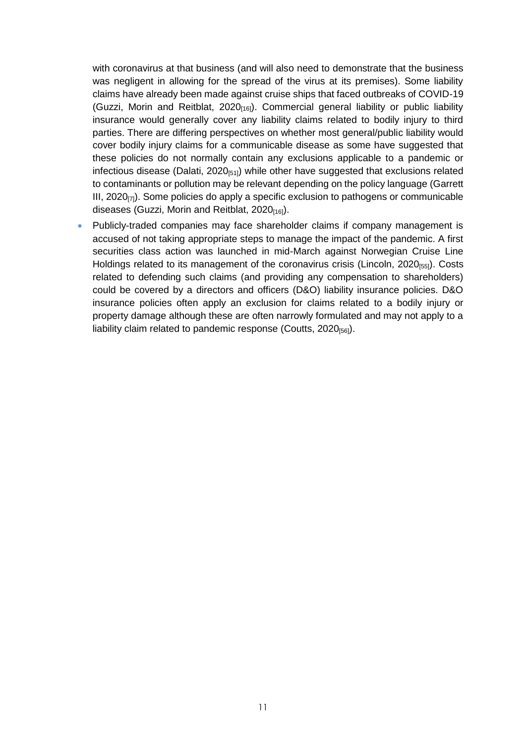with coronavirus at that business (and will also need to demonstrate that the business was negligent in allowing for the spread of the virus at its premises). Some liability claims have already been made against cruise ships that faced outbreaks of COVID-19 (Guzzi, Morin and Reitblat, 2020[16]). Commercial general liability or public liability insurance would generally cover any liability claims related to bodily injury to third parties. There are differing perspectives on whether most general/public liability would cover bodily injury claims for a communicable disease as some have suggested that these policies do not normally contain any exclusions applicable to a pandemic or infectious disease (Dalati, 2020[51]) while other have suggested that exclusions related to contaminants or pollution may be relevant depending on the policy language (Garrett III, 2020[7]). Some policies do apply a specific exclusion to pathogens or communicable diseases (Guzzi, Morin and Reitblat, 2020[16]).

- Publicly-traded companies may face shareholder claims if company management is accused of not taking appropriate steps to manage the impact of the pandemic. A first securities class action was launched in mid-March against Norwegian Cruise Line Holdings related to its management of the coronavirus crisis (Lincoln, 2020[55]). Costs related to defending such claims (and providing any compensation to shareholders) could be covered by a directors and officers (D&O) liability insurance policies. D&O insurance policies often apply an exclusion for claims related to a bodily injury or property damage although these are often narrowly formulated and may not apply to a liability claim related to pandemic response (Coutts, 2020[56]).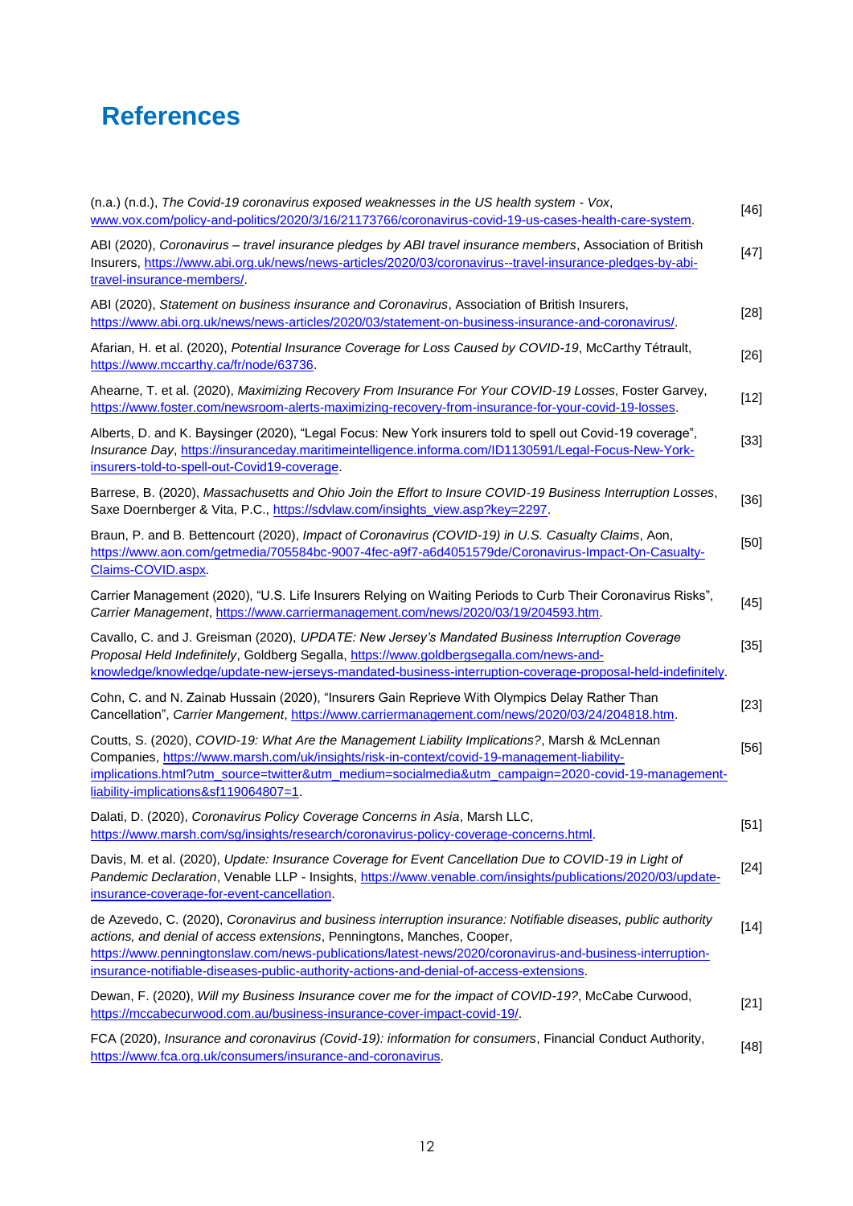# References

(n.a.) (n.d.), *The Covid-19 coronavirus exposed weaknesses in the US health system - Vox*, www.vox.com/policy-and-politics/2020/3/16/21173766/coronavirus-covid-19-us-cases-health-care-system. [46]

ABI (2020), *Coronavirus – travel insurance pledges by ABI travel insurance members*, Association of British Insurers, https://www.abi.org.uk/news/news-articles/2020/03/coronavirus--travel-insurance-pledges-by-abi-travel-insurance-members/. [47]

ABI (2020), *Statement on business insurance and Coronavirus*, Association of British Insurers, https://www.abi.org.uk/news/news-articles/2020/03/statement-on-business-insurance-and-coronavirus/. [28]

Afarian, H. et al. (2020), *Potential Insurance Coverage for Loss Caused by COVID-19*, McCarthy Tétrault, https://www.mccarthy.ca/fr/node/63736. [26]

Ahearne, T. et al. (2020), *Maximizing Recovery From Insurance For Your COVID-19 Losses*, Foster Garvey, https://www.foster.com/newsroom-alerts-maximizing-recovery-from-insurance-for-your-covid-19-losses. [12]

Alberts, D. and K. Baysinger (2020), "Legal Focus: New York insurers told to spell out Covid-19 coverage", *Insurance Day*, https://insuranceday.maritimeintelligence.informa.com/ID1130591/Legal-Focus-New-York-insurers-told-to-spell-out-Covid19-coverage. [33]

Barrese, B. (2020), *Massachusetts and Ohio Join the Effort to Insure COVID-19 Business Interruption Losses*, Saxe Doernberger & Vita, P.C., https://sdvlaw.com/insights_view.asp?key=2297. [36]

Braun, P. and B. Bettencourt (2020), *Impact of Coronavirus (COVID-19) in U.S. Casualty Claims*, Aon, https://www.aon.com/getmedia/705584bc-9007-4fec-a9f7-a6d4051579de/Coronavirus-Impact-On-Casualty-Claims-COVID.aspx. [50]

Carrier Management (2020), "U.S. Life Insurers Relying on Waiting Periods to Curb Their Coronavirus Risks", *Carrier Management*, https://www.carriermanagement.com/news/2020/03/19/204593.htm. [45]

Cavallo, C. and J. Greisman (2020), *UPDATE: New Jersey's Mandated Business Interruption Coverage Proposal Held Indefinitely*, Goldberg Segalla, https://www.goldbergsegalla.com/news-and-knowledge/knowledge/update-new-jerseys-mandated-business-interruption-coverage-proposal-held-indefinitely. [35]

Cohn, C. and N. Zainab Hussain (2020), "Insurers Gain Reprieve With Olympics Delay Rather Than Cancellation", *Carrier Mangement*, https://www.carriermanagement.com/news/2020/03/24/204818.htm. [23]

Coutts, S. (2020), *COVID-19: What Are the Management Liability Implications?*, Marsh & McLennan Companies, https://www.marsh.com/uk/insights/risk-in-context/covid-19-management-liability-implications.html?utm_source=twitter&utm_medium=socialmedia&utm_campaign=2020-covid-19-management-liability-implications&sf119064807=1. [56]

Dalati, D. (2020), *Coronavirus Policy Coverage Concerns in Asia*, Marsh LLC, https://www.marsh.com/sg/insights/research/coronavirus-policy-coverage-concerns.html. [51]

Davis, M. et al. (2020), *Update: Insurance Coverage for Event Cancellation Due to COVID-19 in Light of Pandemic Declaration*, Venable LLP - Insights, https://www.venable.com/insights/publications/2020/03/update-insurance-coverage-for-event-cancellation. [24]

de Azevedo, C. (2020), *Coronavirus and business interruption insurance: Notifiable diseases, public authority actions, and denial of access extensions*, Penningtons, Manches, Cooper, https://www.penningtonslaw.com/news-publications/latest-news/2020/coronavirus-and-business-interruption-insurance-notifiable-diseases-public-authority-actions-and-denial-of-access-extensions. [14]

Dewan, F. (2020), *Will my Business Insurance cover me for the impact of COVID-19?*, McCabe Curwood, https://mccabecurwood.com.au/business-insurance-cover-impact-covid-19/. [21]

FCA (2020), *Insurance and coronavirus (Covid-19): information for consumers*, Financial Conduct Authority, https://www.fca.org.uk/consumers/insurance-and-coronavirus. [48]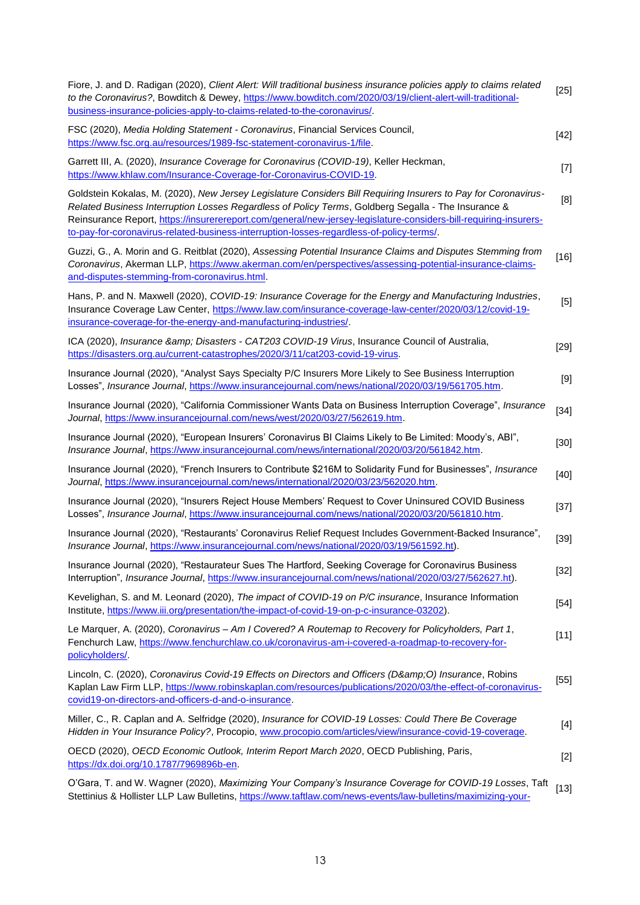Fiore, J. and D. Radigan (2020), *Client Alert: Will traditional business insurance policies apply to claims related to the Coronavirus?*, Bowditch & Dewey, https://www.bowditch.com/2020/03/19/client-alert-will-traditional-business-insurance-policies-apply-to-claims-related-to-the-coronavirus/. [25]

FSC (2020), *Media Holding Statement - Coronavirus*, Financial Services Council, https://www.fsc.org.au/resources/1989-fsc-statement-coronavirus-1/file. [42]

Garrett III, A. (2020), *Insurance Coverage for Coronavirus (COVID-19)*, Keller Heckman, https://www.khlaw.com/Insurance-Coverage-for-Coronavirus-COVID-19. [7]

Goldstein Kokalas, M. (2020), *New Jersey Legislature Considers Bill Requiring Insurers to Pay for Coronavirus-Related Business Interruption Losses Regardless of Policy Terms*, Goldberg Segalla - The Insurance & Reinsurance Report, https://insurerereport.com/general/new-jersey-legislature-considers-bill-requiring-insurers-to-pay-for-coronavirus-related-business-interruption-losses-regardless-of-policy-terms/. [8]

Guzzi, G., A. Morin and G. Reitblat (2020), *Assessing Potential Insurance Claims and Disputes Stemming from Coronavirus*, Akerman LLP, https://www.akerman.com/en/perspectives/assessing-potential-insurance-claims-and-disputes-stemming-from-coronavirus.html. [16]

Hans, P. and N. Maxwell (2020), *COVID-19: Insurance Coverage for the Energy and Manufacturing Industries*, Insurance Coverage Law Center, https://www.law.com/insurance-coverage-law-center/2020/03/12/covid-19-insurance-coverage-for-the-energy-and-manufacturing-industries/. [5]

ICA (2020), *Insurance &amp; Disasters - CAT203 COVID-19 Virus*, Insurance Council of Australia, https://disasters.org.au/current-catastrophes/2020/3/11/cat203-covid-19-virus. [29]

Insurance Journal (2020), "Analyst Says Specialty P/C Insurers More Likely to See Business Interruption Losses", *Insurance Journal*, https://www.insurancejournal.com/news/national/2020/03/19/561705.htm. [9]

Insurance Journal (2020), "California Commissioner Wants Data on Business Interruption Coverage", *Insurance Journal*, https://www.insurancejournal.com/news/west/2020/03/27/562619.htm. [34]

Insurance Journal (2020), "European Insurers' Coronavirus BI Claims Likely to Be Limited: Moody's, ABI", *Insurance Journal*, https://www.insurancejournal.com/news/international/2020/03/20/561842.htm. [30]

Insurance Journal (2020), "French Insurers to Contribute $216M to Solidarity Fund for Businesses", *Insurance Journal*, https://www.insurancejournal.com/news/international/2020/03/23/562020.htm. [40]

Insurance Journal (2020), "Insurers Reject House Members' Request to Cover Uninsured COVID Business Losses", *Insurance Journal*, https://www.insurancejournal.com/news/national/2020/03/20/561810.htm. [37]

Insurance Journal (2020), "Restaurants' Coronavirus Relief Request Includes Government-Backed Insurance", *Insurance Journal*, https://www.insurancejournal.com/news/national/2020/03/19/561592.ht). [39]

Insurance Journal (2020), "Restaurateur Sues The Hartford, Seeking Coverage for Coronavirus Business Interruption", *Insurance Journal*, https://www.insurancejournal.com/news/national/2020/03/27/562627.ht). [32]

Kevelighan, S. and M. Leonard (2020), *The impact of COVID-19 on P/C insurance*, Insurance Information Institute, https://www.iii.org/presentation/the-impact-of-covid-19-on-p-c-insurance-03202). [54]

Le Marquer, A. (2020), *Coronavirus – Am I Covered? A Routemap to Recovery for Policyholders, Part 1*, Fenchurch Law, https://www.fenchurchlaw.co.uk/coronavirus-am-i-covered-a-roadmap-to-recovery-for-policyholders/. [11]

Lincoln, C. (2020), *Coronavirus Covid-19 Effects on Directors and Officers (D&amp;O) Insurance*, Robins Kaplan Law Firm LLP, https://www.robinskaplan.com/resources/publications/2020/03/the-effect-of-coronavirus-covid19-on-directors-and-officers-d-and-o-insurance. [55]

Miller, C., R. Caplan and A. Selfridge (2020), *Insurance for COVID-19 Losses: Could There Be Coverage Hidden in Your Insurance Policy?*, Procopio, www.procopio.com/articles/view/insurance-covid-19-coverage. [4]

OECD (2020), *OECD Economic Outlook, Interim Report March 2020*, OECD Publishing, Paris, https://dx.doi.org/10.1787/7969896b-en. [2]

O'Gara, T. and W. Wagner (2020), *Maximizing Your Company's Insurance Coverage for COVID-19 Losses*, Taft Stettinius & Hollister LLP Law Bulletins, https://www.taftlaw.com/news-events/law-bulletins/maximizing-your- [13]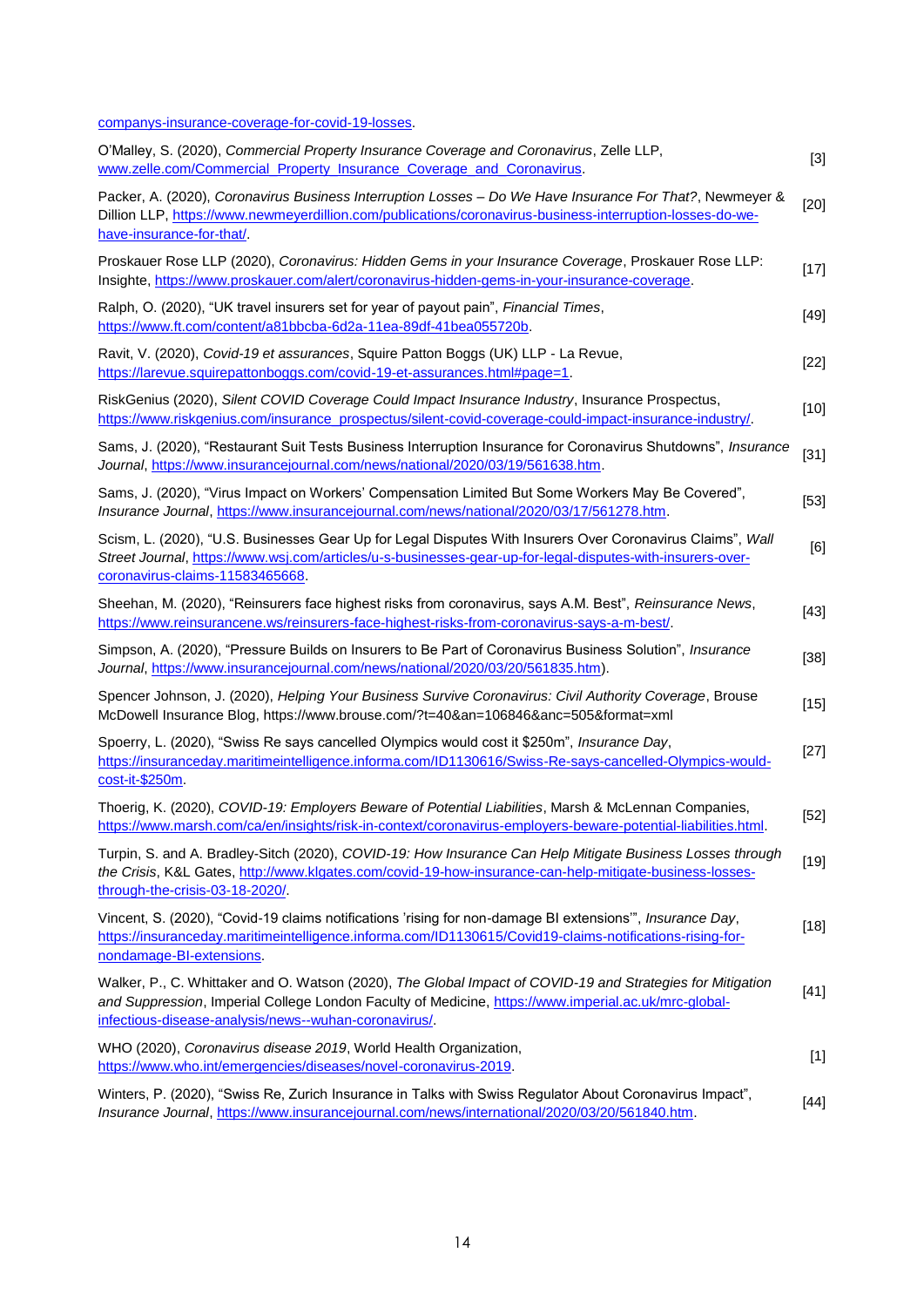companys-insurance-coverage-for-covid-19-losses.

O'Malley, S. (2020), *Commercial Property Insurance Coverage and Coronavirus*, Zelle LLP, www.zelle.com/Commercial_Property_Insurance_Coverage_and_Coronavirus. [3]

Packer, A. (2020), *Coronavirus Business Interruption Losses – Do We Have Insurance For That?*, Newmeyer & Dillion LLP, https://www.newmeyerdillion.com/publications/coronavirus-business-interruption-losses-do-we-have-insurance-for-that/. [20]

Proskauer Rose LLP (2020), *Coronavirus: Hidden Gems in your Insurance Coverage*, Proskauer Rose LLP: Insighte, https://www.proskauer.com/alert/coronavirus-hidden-gems-in-your-insurance-coverage. [17]

Ralph, O. (2020), "UK travel insurers set for year of payout pain", *Financial Times*, https://www.ft.com/content/a81bbcba-6d2a-11ea-89df-41bea055720b. [49]

Ravit, V. (2020), *Covid-19 et assurances*, Squire Patton Boggs (UK) LLP - La Revue, https://larevue.squirepattonboggs.com/covid-19-et-assurances.html#page=1. [22]

RiskGenius (2020), *Silent COVID Coverage Could Impact Insurance Industry*, Insurance Prospectus, https://www.riskgenius.com/insurance_prospectus/silent-covid-coverage-could-impact-insurance-industry/. [10]

Sams, J. (2020), "Restaurant Suit Tests Business Interruption Insurance for Coronavirus Shutdowns", *Insurance Journal*, https://www.insurancejournal.com/news/national/2020/03/19/561638.htm. [31]

Sams, J. (2020), "Virus Impact on Workers' Compensation Limited But Some Workers May Be Covered", *Insurance Journal*, https://www.insurancejournal.com/news/national/2020/03/17/561278.htm. [53]

Scism, L. (2020), "U.S. Businesses Gear Up for Legal Disputes With Insurers Over Coronavirus Claims", *Wall Street Journal*, https://www.wsj.com/articles/u-s-businesses-gear-up-for-legal-disputes-with-insurers-over-coronavirus-claims-11583465668. [6]

Sheehan, M. (2020), "Reinsurers face highest risks from coronavirus, says A.M. Best", *Reinsurance News*, https://www.reinsurancene.ws/reinsurers-face-highest-risks-from-coronavirus-says-a-m-best/. [43]

Simpson, A. (2020), "Pressure Builds on Insurers to Be Part of Coronavirus Business Solution", *Insurance Journal*, https://www.insurancejournal.com/news/national/2020/03/20/561835.htm). [38]

Spencer Johnson, J. (2020), *Helping Your Business Survive Coronavirus: Civil Authority Coverage*, Brouse McDowell Insurance Blog, https://www.brouse.com/?t=40&an=106846&anc=505&format=xml [15]

Spoerry, L. (2020), "Swiss Re says cancelled Olympics would cost it $250m", *Insurance Day*, https://insuranceday.maritimeintelligence.informa.com/ID1130616/Swiss-Re-says-cancelled-Olympics-would-cost-it-$250m. [27]

Thoerig, K. (2020), *COVID-19: Employers Beware of Potential Liabilities*, Marsh & McLennan Companies, https://www.marsh.com/ca/en/insights/risk-in-context/coronavirus-employers-beware-potential-liabilities.html. [52]

Turpin, S. and A. Bradley-Sitch (2020), *COVID-19: How Insurance Can Help Mitigate Business Losses through the Crisis*, K&L Gates, http://www.klgates.com/covid-19-how-insurance-can-help-mitigate-business-losses-through-the-crisis-03-18-2020/. [19]

Vincent, S. (2020), "Covid-19 claims notifications 'rising for non-damage BI extensions'", *Insurance Day*, https://insuranceday.maritimeintelligence.informa.com/ID1130615/Covid19-claims-notifications-rising-for-nondamage-BI-extensions. [18]

Walker, P., C. Whittaker and O. Watson (2020), *The Global Impact of COVID-19 and Strategies for Mitigation and Suppression*, Imperial College London Faculty of Medicine, https://www.imperial.ac.uk/mrc-global-infectious-disease-analysis/news--wuhan-coronavirus/. [41]

WHO (2020), *Coronavirus disease 2019*, World Health Organization, https://www.who.int/emergencies/diseases/novel-coronavirus-2019. [1]

Winters, P. (2020), "Swiss Re, Zurich Insurance in Talks with Swiss Regulator About Coronavirus Impact", *Insurance Journal*, https://www.insurancejournal.com/news/international/2020/03/20/561840.htm. [44]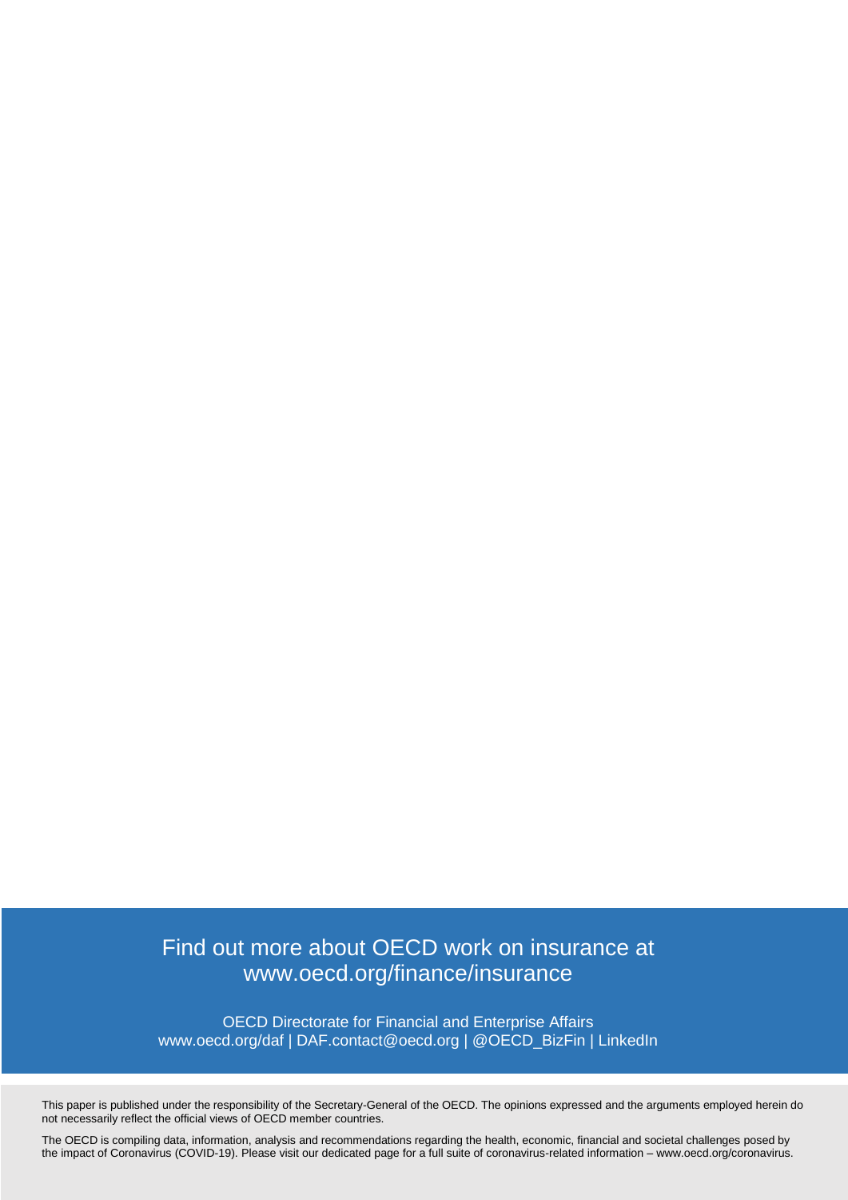Find out more about OECD work on insurance at www.oecd.org/finance/insurance

OECD Directorate for Financial and Enterprise Affairs
www.oecd.org/daf | DAF.contact@oecd.org | @OECD_BizFin | LinkedIn

This paper is published under the responsibility of the Secretary-General of the OECD. The opinions expressed and the arguments employed herein do not necessarily reflect the official views of OECD member countries.

The OECD is compiling data, information, analysis and recommendations regarding the health, economic, financial and societal challenges posed by the impact of Coronavirus (COVID-19). Please visit our dedicated page for a full suite of coronavirus-related information – www.oecd.org/coronavirus.